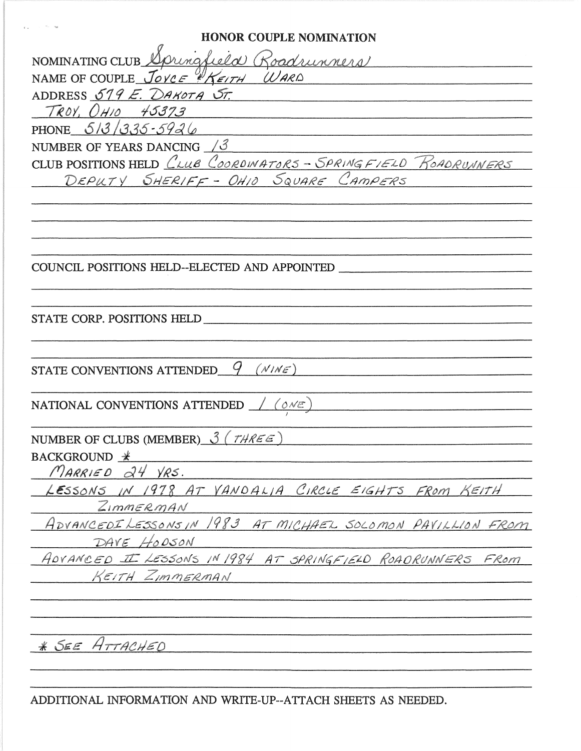# HONOR COUPLE NOMINATION

NOMINATING CLUB Springfield Roadrunners

NAME OF COUPLE JOYCE & KEITH WARD

ADDRESS 579 E. DAKOTA ST.

TROY, OHIO 45373

PHONE 513/335-5926

NUMBER OF YEARS DANCING 13

CLUB POSITIONS HELD CLUB COORDINATORS - SPRINGFIELD ROADRUNNERS

DEPUTY SHERIFF - OHIO SQUARE CAMPERS

COUNCIL POSITIONS HELD--ELECTED AND APPOINTED

STATE CORP. POSITIONS HELD

STATE CONVENTIONS ATTENDED 9 (NINE)

NATIONAL CONVENTIONS ATTENDED 1 (ONE)

NUMBER OF CLUBS (MEMBER) 3 (THREE)

BACKGROUND *

MARRIED 24 YRS.

LESSONS IN 1978 AT VANDALIA CIRCLE EIGHTS FROM KEITH ZIMMERMAN

ADVANCED I LESSONS IN 1983 AT MICHAEL SOLOMON PAVILLION FROM DAVE HODSON

ADVANCED II LESSONS IN 1984 AT SPRINGFIELD ROADRUNNERS FROM KEITH ZIMMERMAN

* SEE ATTACHED

ADDITIONAL INFORMATION AND WRITE-UP--ATTACH SHEETS AS NEEDED.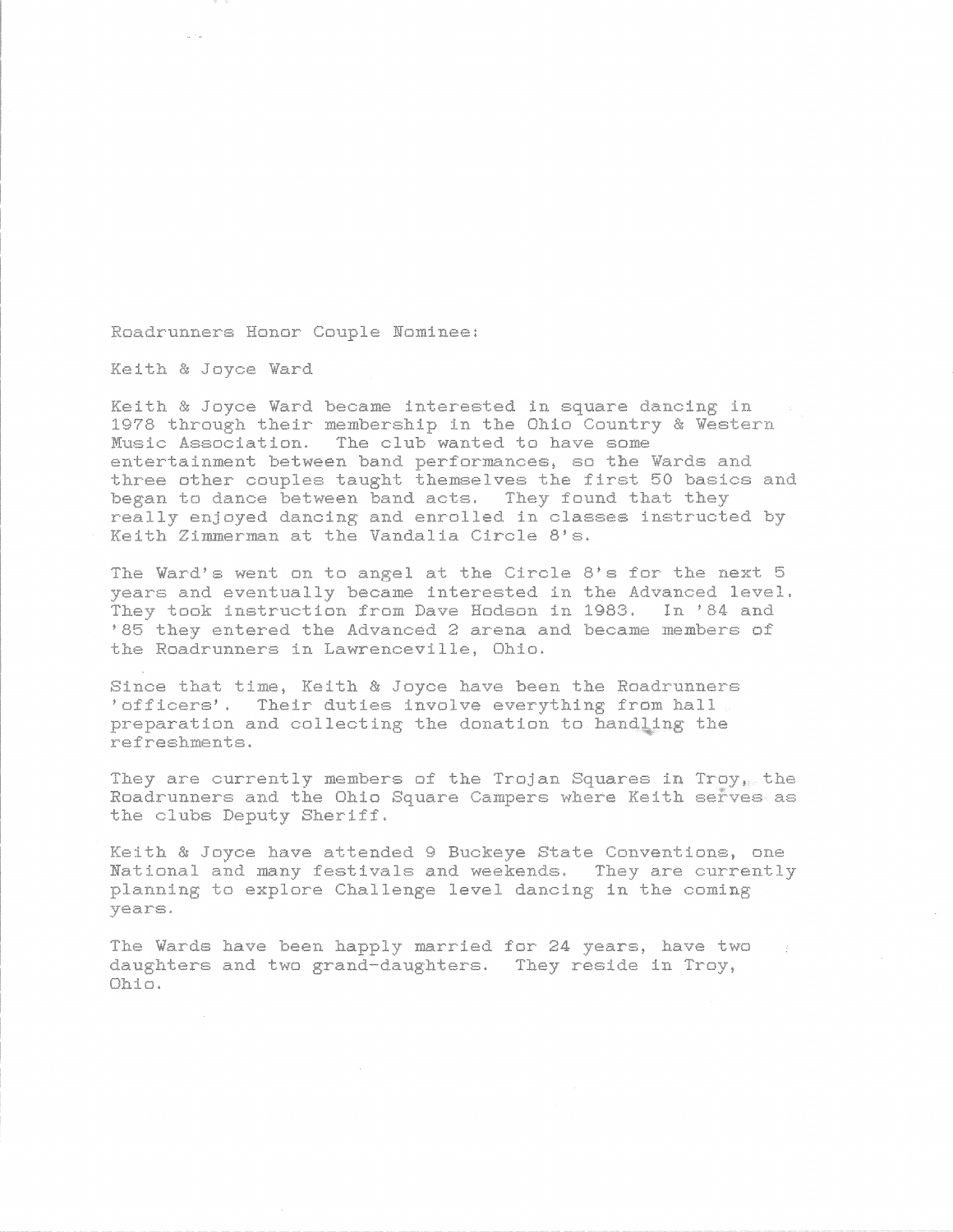Roadrunners Honor Couple Nominee:

Keith & Joyce Ward

Keith & Joyce Ward became interested in square dancing in 1978 through their membership in the Ohio Country & Western Music Association. The club wanted to have some entertainment between band performances, so the Wards and three other couples taught themselves the first 50 basics and began to dance between band acts. They found that they really enjoyed dancing and enrolled in classes instructed by Keith Zimmerman at the Vandalia Circle 8's.

The Ward's went on to angel at the Circle 8's for the next 5 years and eventually became interested in the Advanced level. They took instruction from Dave Hodson in 1983. In '84 and '85 they entered the Advanced 2 arena and became members of the Roadrunners in Lawrenceville, Ohio.

Since that time, Keith & Joyce have been the Roadrunners 'officers'. Their duties involve everything from hall preparation and collecting the donation to handling the refreshments.

They are currently members of the Trojan Squares in Troy, the Roadrunners and the Ohio Square Campers where Keith serves as the clubs Deputy Sheriff.

Keith & Joyce have attended 9 Buckeye State Conventions, one National and many festivals and weekends. They are currently planning to explore Challenge level dancing in the coming years.

The Wards have been happily married for 24 years, have two daughters and two grand-daughters. They reside in Troy, Ohio.